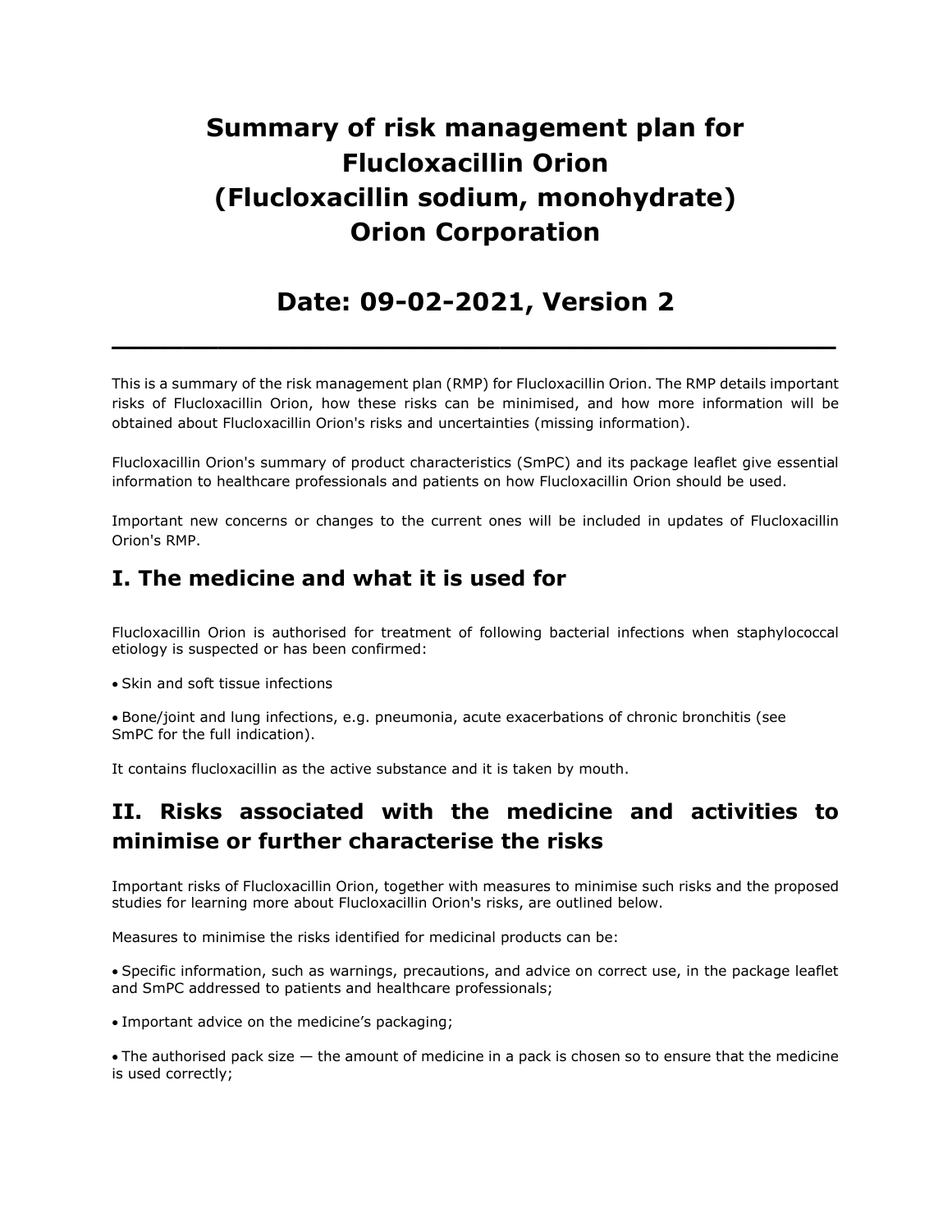# Summary of risk management plan for Flucloxacillin Orion (Flucloxacillin sodium, monohydrate) Orion Corporation

## Date: 09-02-2021, Version 2

---

This is a summary of the risk management plan (RMP) for Flucloxacillin Orion. The RMP details important risks of Flucloxacillin Orion, how these risks can be minimised, and how more information will be obtained about Flucloxacillin Orion's risks and uncertainties (missing information).

Flucloxacillin Orion's summary of product characteristics (SmPC) and its package leaflet give essential information to healthcare professionals and patients on how Flucloxacillin Orion should be used.

Important new concerns or changes to the current ones will be included in updates of Flucloxacillin Orion's RMP.

## I. The medicine and what it is used for

Flucloxacillin Orion is authorised for treatment of following bacterial infections when staphylococcal etiology is suspected or has been confirmed:

- Skin and soft tissue infections
- Bone/joint and lung infections, e.g. pneumonia, acute exacerbations of chronic bronchitis (see SmPC for the full indication).

It contains flucloxacillin as the active substance and it is taken by mouth.

## II. Risks associated with the medicine and activities to minimise or further characterise the risks

Important risks of Flucloxacillin Orion, together with measures to minimise such risks and the proposed studies for learning more about Flucloxacillin Orion's risks, are outlined below.

Measures to minimise the risks identified for medicinal products can be:

- Specific information, such as warnings, precautions, and advice on correct use, in the package leaflet and SmPC addressed to patients and healthcare professionals;
- Important advice on the medicine's packaging;
- The authorised pack size — the amount of medicine in a pack is chosen so to ensure that the medicine is used correctly;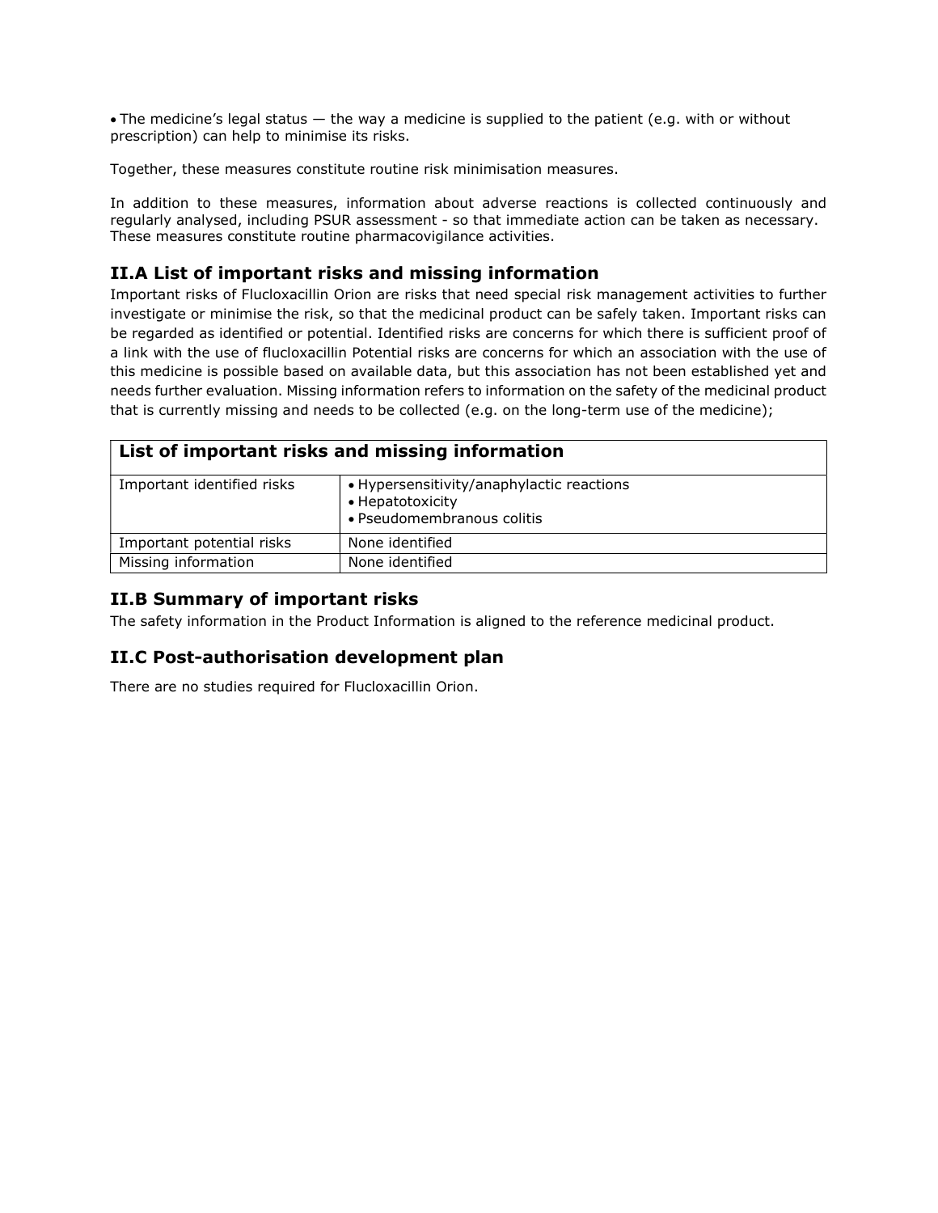- The medicine's legal status — the way a medicine is supplied to the patient (e.g. with or without prescription) can help to minimise its risks.

Together, these measures constitute routine risk minimisation measures.

In addition to these measures, information about adverse reactions is collected continuously and regularly analysed, including PSUR assessment - so that immediate action can be taken as necessary. These measures constitute routine pharmacovigilance activities.

## II.A List of important risks and missing information

Important risks of Flucloxacillin Orion are risks that need special risk management activities to further investigate or minimise the risk, so that the medicinal product can be safely taken. Important risks can be regarded as identified or potential. Identified risks are concerns for which there is sufficient proof of a link with the use of flucloxacillin Potential risks are concerns for which an association with the use of this medicine is possible based on available data, but this association has not been established yet and needs further evaluation. Missing information refers to information on the safety of the medicinal product that is currently missing and needs to be collected (e.g. on the long-term use of the medicine);

| **List of important risks and missing information** | |
|---|---|
| Important identified risks | • Hypersensitivity/anaphylactic reactions<br>• Hepatotoxicity<br>• Pseudomembranous colitis |
| Important potential risks | None identified |
| Missing information | None identified |

## II.B Summary of important risks

The safety information in the Product Information is aligned to the reference medicinal product.

## II.C Post-authorisation development plan

There are no studies required for Flucloxacillin Orion.